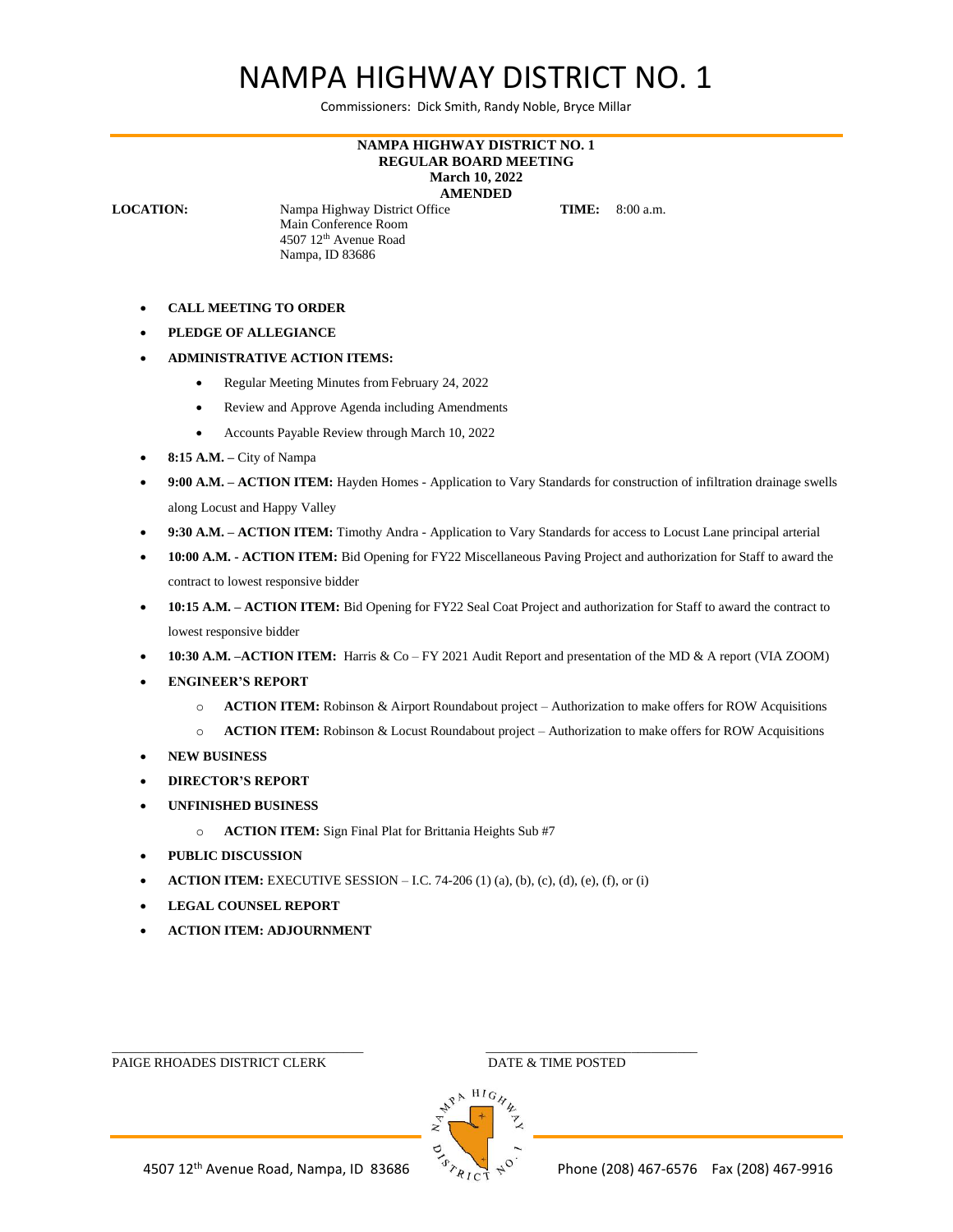# NAMPA HIGHWAY DISTRICT NO. 1

Commissioners: Dick Smith, Randy Noble, Bryce Millar

**NAMPA HIGHWAY DISTRICT NO. 1**
**REGULAR BOARD MEETING**
**March 10, 2022**
**AMENDED**

**LOCATION:** Nampa Highway District Office
Main Conference Room
4507 12th Avenue Road
Nampa, ID 83686

**TIME:** 8:00 a.m.

- **CALL MEETING TO ORDER**
- **PLEDGE OF ALLEGIANCE**
- **ADMINISTRATIVE ACTION ITEMS:**
  - Regular Meeting Minutes from February 24, 2022
  - Review and Approve Agenda including Amendments
  - Accounts Payable Review through March 10, 2022
- **8:15 A.M. –** City of Nampa
- **9:00 A.M. – ACTION ITEM:** Hayden Homes - Application to Vary Standards for construction of infiltration drainage swells along Locust and Happy Valley
- **9:30 A.M. – ACTION ITEM:** Timothy Andra - Application to Vary Standards for access to Locust Lane principal arterial
- **10:00 A.M. - ACTION ITEM:** Bid Opening for FY22 Miscellaneous Paving Project and authorization for Staff to award the contract to lowest responsive bidder
- **10:15 A.M. – ACTION ITEM:** Bid Opening for FY22 Seal Coat Project and authorization for Staff to award the contract to lowest responsive bidder
- **10:30 A.M. –ACTION ITEM:** Harris & Co – FY 2021 Audit Report and presentation of the MD & A report (VIA ZOOM)
- **ENGINEER'S REPORT**
  - **ACTION ITEM:** Robinson & Airport Roundabout project – Authorization to make offers for ROW Acquisitions
  - **ACTION ITEM:** Robinson & Locust Roundabout project – Authorization to make offers for ROW Acquisitions
- **NEW BUSINESS**
- **DIRECTOR'S REPORT**
- **UNFINISHED BUSINESS**
  - **ACTION ITEM:** Sign Final Plat for Brittania Heights Sub #7
- **PUBLIC DISCUSSION**
- **ACTION ITEM:** EXECUTIVE SESSION – I.C. 74-206 (1) (a), (b), (c), (d), (e), (f), or (i)
- **LEGAL COUNSEL REPORT**
- **ACTION ITEM: ADJOURNMENT**

\_\_\_\_\_\_\_\_\_\_\_\_\_\_\_\_\_\_\_\_\_\_\_\_\_\_\_\_\_\_\_\_\_\_\_
PAIGE RHOADES DISTRICT CLERK

\_\_\_\_\_\_\_\_\_\_\_\_\_\_\_\_\_\_\_\_\_\_\_\_\_\_\_\_\_\_\_
DATE & TIME POSTED

4507 12th Avenue Road, Nampa, ID 83686 Phone (208) 467-6576 Fax (208) 467-9916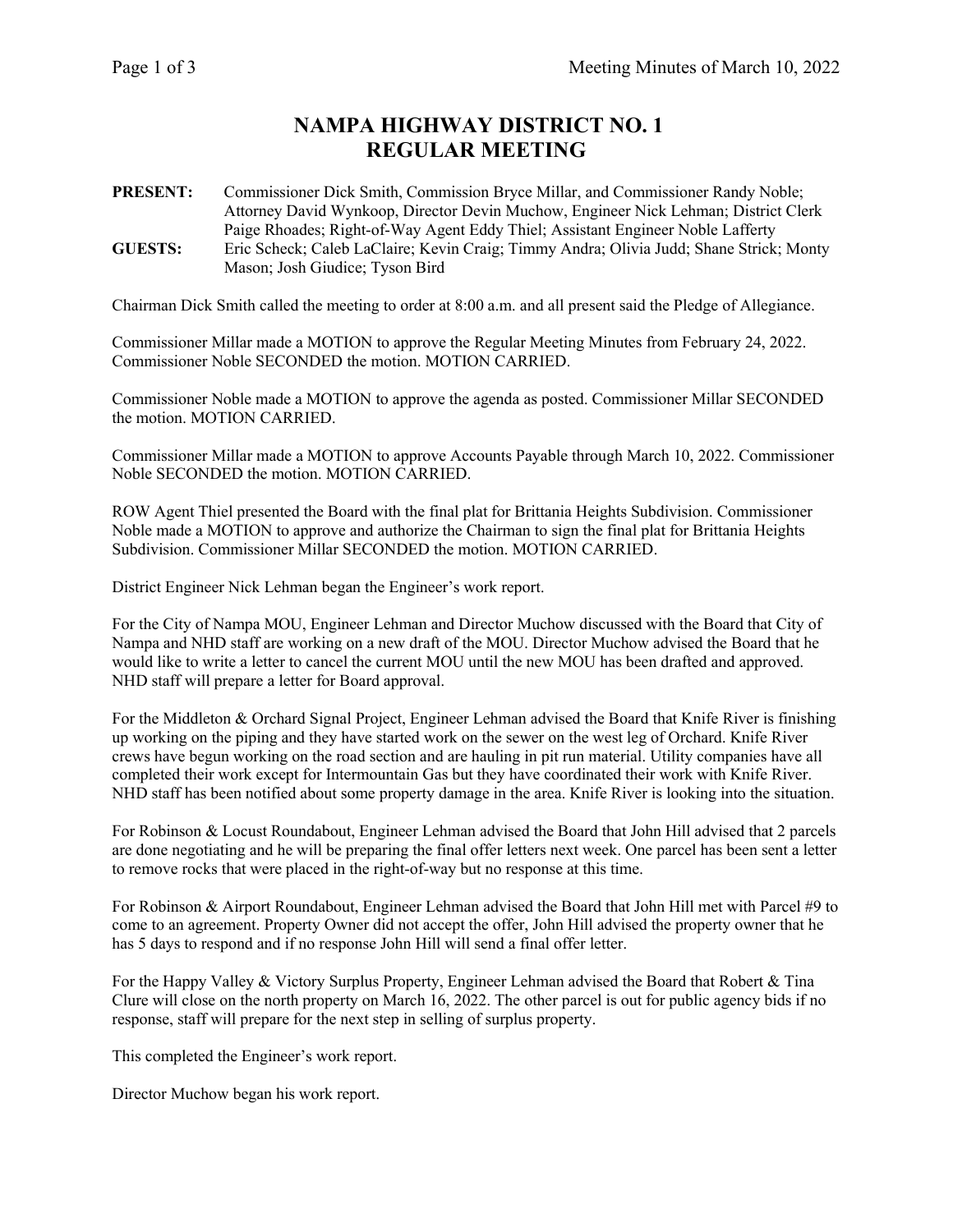# NAMPA HIGHWAY DISTRICT NO. 1
# REGULAR MEETING

**PRESENT:** Commissioner Dick Smith, Commission Bryce Millar, and Commissioner Randy Noble; Attorney David Wynkoop, Director Devin Muchow, Engineer Nick Lehman; District Clerk Paige Rhoades; Right-of-Way Agent Eddy Thiel; Assistant Engineer Noble Lafferty

**GUESTS:** Eric Scheck; Caleb LaClaire; Kevin Craig; Timmy Andra; Olivia Judd; Shane Strick; Monty Mason; Josh Giudice; Tyson Bird

Chairman Dick Smith called the meeting to order at 8:00 a.m. and all present said the Pledge of Allegiance.

Commissioner Millar made a MOTION to approve the Regular Meeting Minutes from February 24, 2022. Commissioner Noble SECONDED the motion. MOTION CARRIED.

Commissioner Noble made a MOTION to approve the agenda as posted. Commissioner Millar SECONDED the motion. MOTION CARRIED.

Commissioner Millar made a MOTION to approve Accounts Payable through March 10, 2022. Commissioner Noble SECONDED the motion. MOTION CARRIED.

ROW Agent Thiel presented the Board with the final plat for Brittania Heights Subdivision. Commissioner Noble made a MOTION to approve and authorize the Chairman to sign the final plat for Brittania Heights Subdivision. Commissioner Millar SECONDED the motion. MOTION CARRIED.

District Engineer Nick Lehman began the Engineer's work report.

For the City of Nampa MOU, Engineer Lehman and Director Muchow discussed with the Board that City of Nampa and NHD staff are working on a new draft of the MOU. Director Muchow advised the Board that he would like to write a letter to cancel the current MOU until the new MOU has been drafted and approved. NHD staff will prepare a letter for Board approval.

For the Middleton & Orchard Signal Project, Engineer Lehman advised the Board that Knife River is finishing up working on the piping and they have started work on the sewer on the west leg of Orchard. Knife River crews have begun working on the road section and are hauling in pit run material. Utility companies have all completed their work except for Intermountain Gas but they have coordinated their work with Knife River. NHD staff has been notified about some property damage in the area. Knife River is looking into the situation.

For Robinson & Locust Roundabout, Engineer Lehman advised the Board that John Hill advised that 2 parcels are done negotiating and he will be preparing the final offer letters next week. One parcel has been sent a letter to remove rocks that were placed in the right-of-way but no response at this time.

For Robinson & Airport Roundabout, Engineer Lehman advised the Board that John Hill met with Parcel #9 to come to an agreement. Property Owner did not accept the offer, John Hill advised the property owner that he has 5 days to respond and if no response John Hill will send a final offer letter.

For the Happy Valley & Victory Surplus Property, Engineer Lehman advised the Board that Robert & Tina Clure will close on the north property on March 16, 2022. The other parcel is out for public agency bids if no response, staff will prepare for the next step in selling of surplus property.

This completed the Engineer's work report.

Director Muchow began his work report.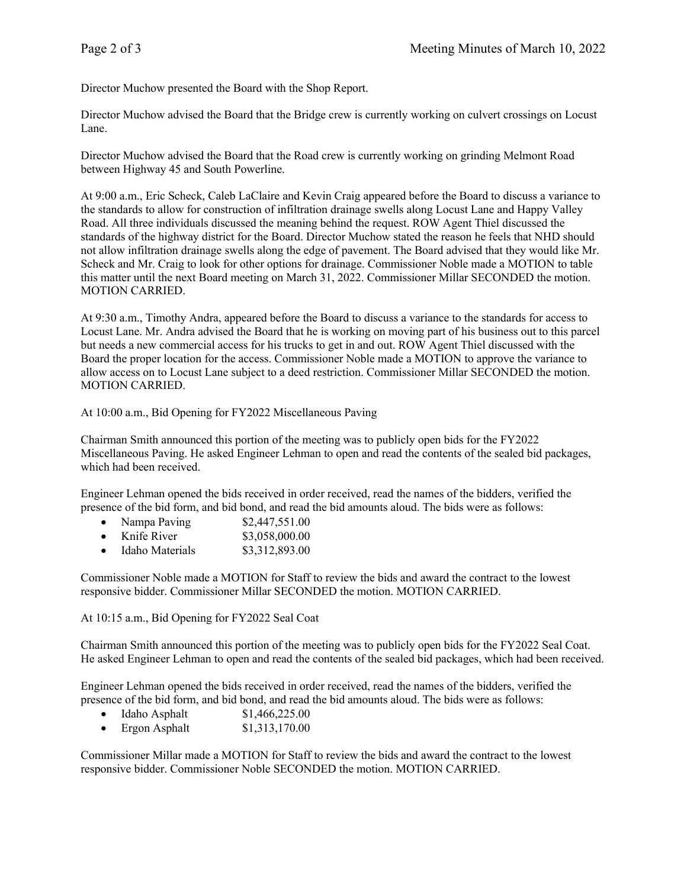Director Muchow presented the Board with the Shop Report.

Director Muchow advised the Board that the Bridge crew is currently working on culvert crossings on Locust Lane.

Director Muchow advised the Board that the Road crew is currently working on grinding Melmont Road between Highway 45 and South Powerline.

At 9:00 a.m., Eric Scheck, Caleb LaClaire and Kevin Craig appeared before the Board to discuss a variance to the standards to allow for construction of infiltration drainage swells along Locust Lane and Happy Valley Road. All three individuals discussed the meaning behind the request. ROW Agent Thiel discussed the standards of the highway district for the Board. Director Muchow stated the reason he feels that NHD should not allow infiltration drainage swells along the edge of pavement. The Board advised that they would like Mr. Scheck and Mr. Craig to look for other options for drainage. Commissioner Noble made a MOTION to table this matter until the next Board meeting on March 31, 2022. Commissioner Millar SECONDED the motion. MOTION CARRIED.

At 9:30 a.m., Timothy Andra, appeared before the Board to discuss a variance to the standards for access to Locust Lane. Mr. Andra advised the Board that he is working on moving part of his business out to this parcel but needs a new commercial access for his trucks to get in and out. ROW Agent Thiel discussed with the Board the proper location for the access. Commissioner Noble made a MOTION to approve the variance to allow access on to Locust Lane subject to a deed restriction. Commissioner Millar SECONDED the motion. MOTION CARRIED.

At 10:00 a.m., Bid Opening for FY2022 Miscellaneous Paving

Chairman Smith announced this portion of the meeting was to publicly open bids for the FY2022 Miscellaneous Paving. He asked Engineer Lehman to open and read the contents of the sealed bid packages, which had been received.

Engineer Lehman opened the bids received in order received, read the names of the bidders, verified the presence of the bid form, and bid bond, and read the bid amounts aloud. The bids were as follows:

- Nampa Paving $2,447,551.00
- Knife River $3,058,000.00
- Idaho Materials $3,312,893.00

Commissioner Noble made a MOTION for Staff to review the bids and award the contract to the lowest responsive bidder. Commissioner Millar SECONDED the motion. MOTION CARRIED.

At 10:15 a.m., Bid Opening for FY2022 Seal Coat

Chairman Smith announced this portion of the meeting was to publicly open bids for the FY2022 Seal Coat. He asked Engineer Lehman to open and read the contents of the sealed bid packages, which had been received.

Engineer Lehman opened the bids received in order received, read the names of the bidders, verified the presence of the bid form, and bid bond, and read the bid amounts aloud. The bids were as follows:

- Idaho Asphalt $1,466,225.00
- Ergon Asphalt $1,313,170.00

Commissioner Millar made a MOTION for Staff to review the bids and award the contract to the lowest responsive bidder. Commissioner Noble SECONDED the motion. MOTION CARRIED.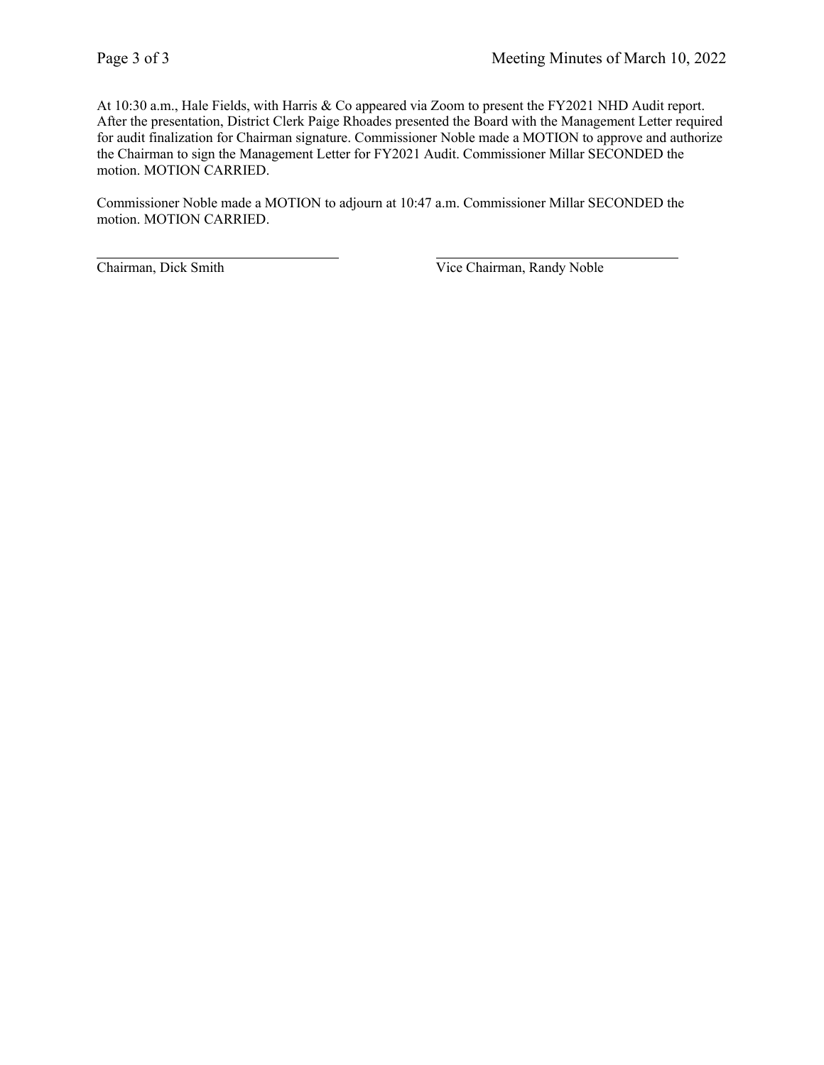At 10:30 a.m., Hale Fields, with Harris & Co appeared via Zoom to present the FY2021 NHD Audit report. After the presentation, District Clerk Paige Rhoades presented the Board with the Management Letter required for audit finalization for Chairman signature. Commissioner Noble made a MOTION to approve and authorize the Chairman to sign the Management Letter for FY2021 Audit. Commissioner Millar SECONDED the motion. MOTION CARRIED.

Commissioner Noble made a MOTION to adjourn at 10:47 a.m. Commissioner Millar SECONDED the motion. MOTION CARRIED.

| | |
|---|---|
| ______________________________ | ______________________________ |
| Chairman, Dick Smith | Vice Chairman, Randy Noble |